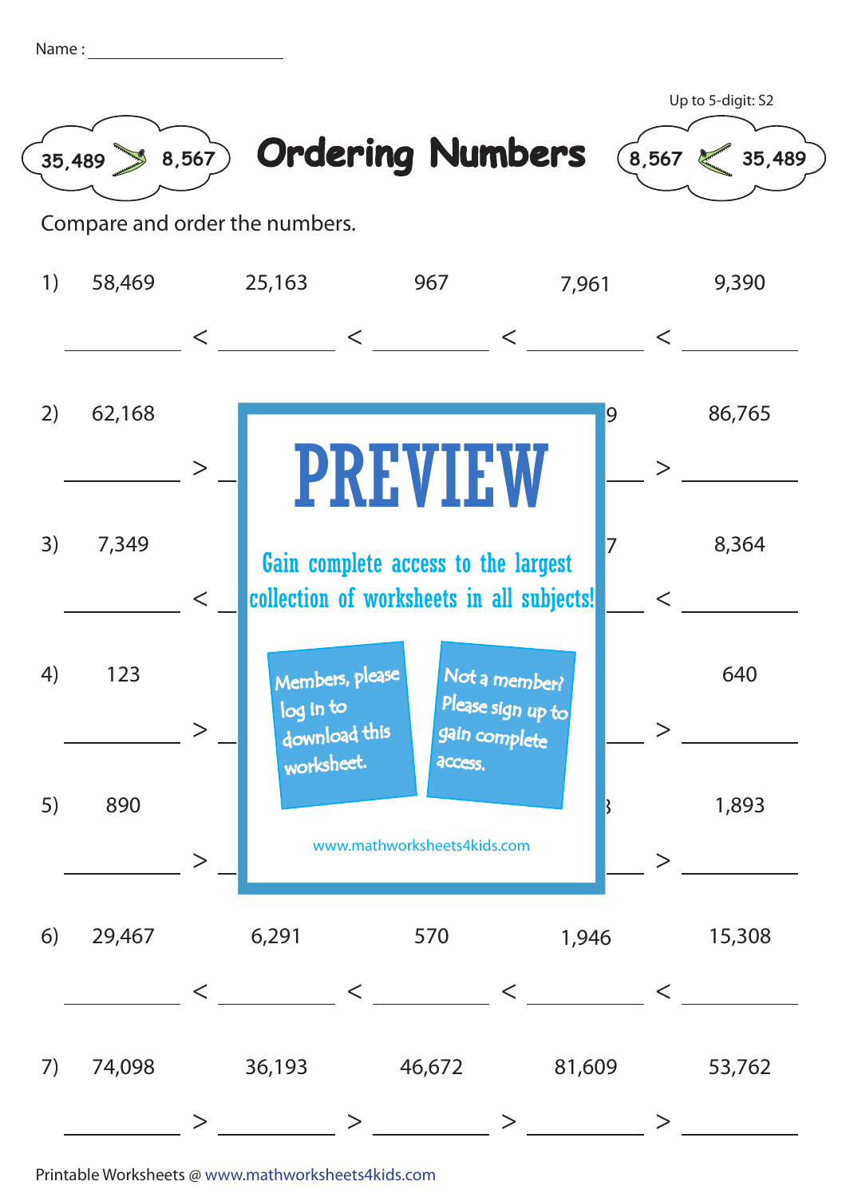Name : ____________________

Up to 5-digit: S2

# Ordering Numbers

35,489 > 8,567

8,567 < 35,489

Compare and order the numbers.

1) 58,469 &nbsp;&nbsp; 25,163 &nbsp;&nbsp; 967 &nbsp;&nbsp; 7,961 &nbsp;&nbsp; 9,390

_______ < _______ < _______ < _______ < _______

2) 62,168 &nbsp;&nbsp; ... 9 &nbsp;&nbsp; 86,765

_______ > _______ > _______ > _______ > _______

3) 7,349 &nbsp;&nbsp; ... 7 &nbsp;&nbsp; 8,364

_______ < _______ < _______ < _______ < _______

4) 123 &nbsp;&nbsp; ... 640

_______ > _______ > _______ > _______ > _______

5) 890 &nbsp;&nbsp; ... 3 &nbsp;&nbsp; 1,893

_______ > _______ > _______ > _______ > _______

PREVIEW

Gain complete access to the largest collection of worksheets in all subjects!

Members, please log in to download this worksheet.

Not a member? Please sign up to gain complete access.

www.mathworksheets4kids.com

6) 29,467 &nbsp;&nbsp; 6,291 &nbsp;&nbsp; 570 &nbsp;&nbsp; 1,946 &nbsp;&nbsp; 15,308

_______ < _______ < _______ < _______ < _______

7) 74,098 &nbsp;&nbsp; 36,193 &nbsp;&nbsp; 46,672 &nbsp;&nbsp; 81,609 &nbsp;&nbsp; 53,762

_______ > _______ > _______ > _______ > _______

Printable Worksheets @ www.mathworksheets4kids.com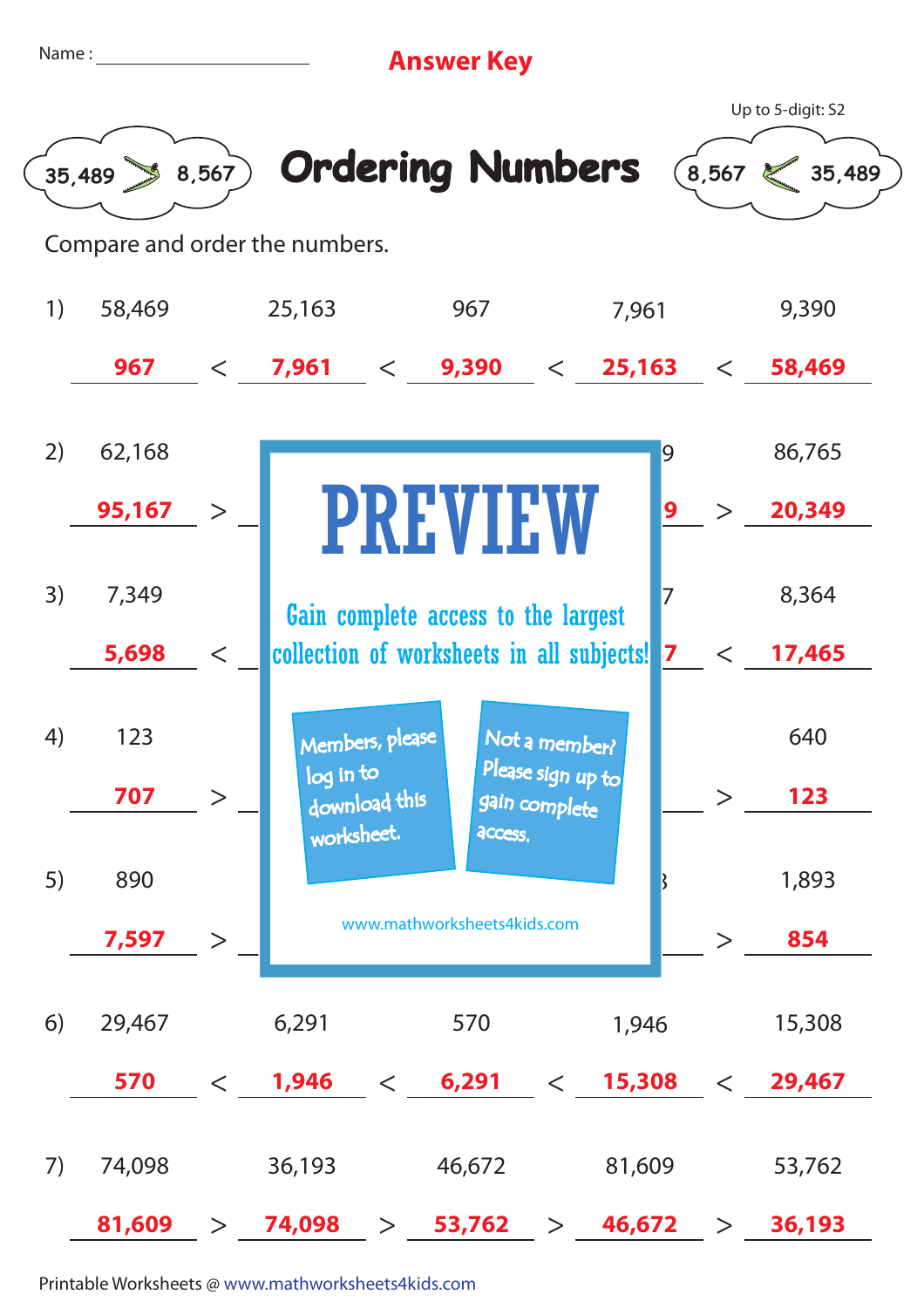Name : ____________________

**Answer Key**

Up to 5-digit: S2

# Ordering Numbers

35,489 > 8,567 8,567 < 35,489

Compare and order the numbers.

1) 58,469 25,163 967 7,961 9,390

**967** < **7,961** < **9,390** < **25,163** < **58,469**

2) 62,168 ... 9 86,765

**95,167** > ... **9** > **20,349**

3) 7,349 ... 7 8,364

**5,698** < ... **7** < **17,465**

4) 123 ... 640

**707** > ... > **123**

5) 890 ... 1,893

**7,597** > ... > **854**

PREVIEW

Gain complete access to the largest collection of worksheets in all subjects!

Members, please log in to download this worksheet.

Not a member? Please sign up to gain complete access.

www.mathworksheets4kids.com

6) 29,467 6,291 570 1,946 15,308

**570** < **1,946** < **6,291** < **15,308** < **29,467**

7) 74,098 36,193 46,672 81,609 53,762

**81,609** > **74,098** > **53,762** > **46,672** > **36,193**

Printable Worksheets @ www.mathworksheets4kids.com